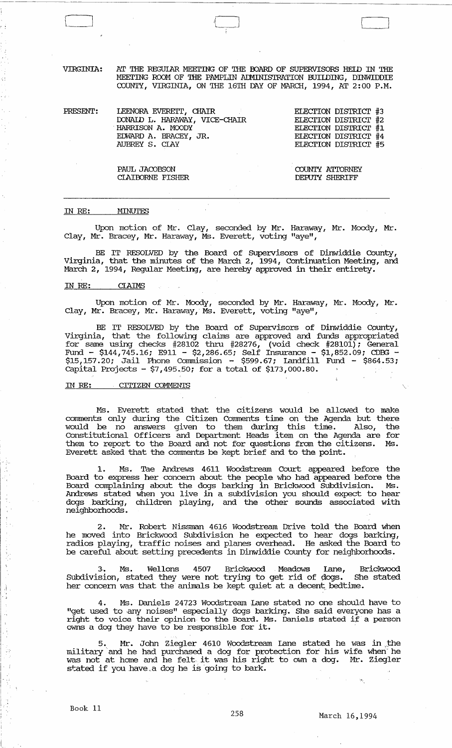VIRGINIA: AT THE REGULAR MEETING OF THE BOARD OF SUPERVISORS HELD IN THE MEETING ROOM OF THE PAMPLIN ADMINISTRATION BUILDING, DINWIDDIE COUNTY, VIRGINIA, ON THE 16TH DAY OF MARCH, 1994, AT 2:00 P.M.

| PRESENT: | | |
|---|---|---|
| | LEENORA EVERETT, CHAIR | ELECTION DISTRICT #3 |
| | DONALD L. HARAWAY, VICE-CHAIR | ELECTION DISTRICT #2 |
| | HARRISON A. MOODY | ELECTION DISTRICT #1 |
| | EDWARD A. BRACEY, JR. | ELECTION DISTRICT #4 |
| | AUBREY S. CLAY | ELECTION DISTRICT #5 |
| | | |
| | PAUL JACOBSON | COUNTY ATTORNEY |
| | CLAIBORNE FISHER | DEPUTY SHERIFF |

---

IN RE: MINUTES

Upon motion of Mr. Clay, seconded by Mr. Haraway, Mr. Moody, Mr. Clay, Mr. Bracey, Mr. Haraway, Ms. Everett, voting "aye",

BE IT RESOLVED by the Board of Supervisors of Dinwiddie County, Virginia, that the minutes of the March 2, 1994, Continuation Meeting, and March 2, 1994, Regular Meeting, are hereby approved in their entirety.

IN RE: CLAIMS

Upon motion of Mr. Moody, seconded by Mr. Haraway, Mr. Moody, Mr. Clay, Mr. Bracey, Mr. Haraway, Ms. Everett, voting "aye",

BE IT RESOLVED by the Board of Supervisors of Dinwiddie County, Virginia, that the following claims are approved and funds appropriated for same using checks #28102 thru #28276, (void check #28101); General Fund - $144,745.16; E911 - $2,286.65; Self Insurance - $1,852.09; CDBG - $15,157.20; Jail Phone Commission - $599.67; Landfill Fund - $864.53; Capital Projects - $7,495.50; for a total of $173,000.80.

IN RE: CITIZEN COMMENTS

Ms. Everett stated that the citizens would be allowed to make comments only during the Citizen Comments time on the Agenda but there would be no answers given to them during this time. Also, the Constitutional Officers and Department Heads item on the Agenda are for them to report to the Board and not for questions from the citizens. Ms. Everett asked that the comments be kept brief and to the point.

1. Ms. Tae Andrews 4611 Woodstream Court appeared before the Board to express her concern about the people who had appeared before the Board complaining about the dogs barking in Brickwood Subdivision. Ms. Andrews stated when you live in a subdivision you should expect to hear dogs barking, children playing, and the other sounds associated with neighborhoods.

2. Mr. Robert Nissman 4616 Woodstream Drive told the Board when he moved into Brickwood Subdivision he expected to hear dogs barking, radios playing, traffic noises and planes overhead. He asked the Board to be careful about setting precedents in Dinwiddie County for neighborhoods.

3. Ms. Wellons 4507 Brickwood Meadows Lane, Brickwood Subdivision, stated they were not trying to get rid of dogs. She stated her concern was that the animals be kept quiet at a decent bedtime.

4. Ms. Daniels 24723 Woodstream Lane stated no one should have to "get used to any noises" especially dogs barking. She said everyone has a right to voice their opinion to the Board. Ms. Daniels stated if a person owns a dog they have to be responsible for it.

5. Mr. John Ziegler 4610 Woodstream Lane stated he was in the military and he had purchased a dog for protection for his wife when he was not at home and he felt it was his right to own a dog. Mr. Ziegler stated if you have a dog he is going to bark.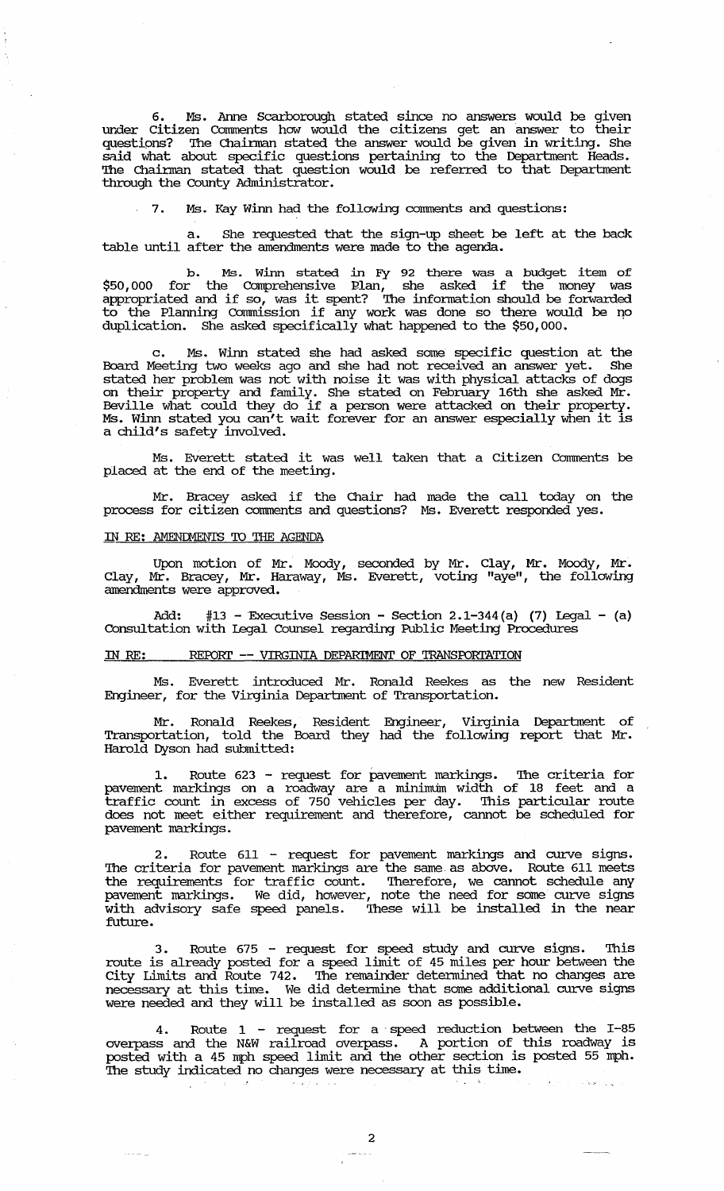6. Ms. Anne Scarborough stated since no answers would be given under Citizen Comments how would the citizens get an answer to their questions? The Chairman stated the answer would be given in writing. She said what about specific questions pertaining to the Department Heads. The Chairman stated that question would be referred to that Department through the County Administrator.

7. Ms. Kay Winn had the following comments and questions:

a. She requested that the sign-up sheet be left at the back table until after the amendments were made to the agenda.

b. Ms. Winn stated in FY 92 there was a budget item of $50,000 for the Comprehensive Plan, she asked if the money was appropriated and if so, was it spent? The information should be forwarded to the Planning Commission if any work was done so there would be no duplication. She asked specifically what happened to the $50,000.

c. Ms. Winn stated she had asked some specific question at the Board Meeting two weeks ago and she had not received an answer yet. She stated her problem was not with noise it was with physical attacks of dogs on their property and family. She stated on February 16th she asked Mr. Beville what could they do if a person were attacked on their property. Ms. Winn stated you can't wait forever for an answer especially when it is a child's safety involved.

Ms. Everett stated it was well taken that a Citizen Comments be placed at the end of the meeting.

Mr. Bracey asked if the Chair had made the call today on the process for citizen comments and questions? Ms. Everett responded yes.

IN RE: AMENDMENTS TO THE AGENDA

Upon motion of Mr. Moody, seconded by Mr. Clay, Mr. Moody, Mr. Clay, Mr. Bracey, Mr. Haraway, Ms. Everett, voting "aye", the following amendments were approved.

Add: #13 - Executive Session - Section 2.1-344(a) (7) Legal - (a) Consultation with Legal Counsel regarding Public Meeting Procedures

IN RE: REPORT -- VIRGINIA DEPARTMENT OF TRANSPORTATION

Ms. Everett introduced Mr. Ronald Reekes as the new Resident Engineer, for the Virginia Department of Transportation.

Mr. Ronald Reekes, Resident Engineer, Virginia Department of Transportation, told the Board they had the following report that Mr. Harold Dyson had submitted:

1. Route 623 - request for pavement markings. The criteria for pavement markings on a roadway are a minimum width of 18 feet and a traffic count in excess of 750 vehicles per day. This particular route does not meet either requirement and therefore, cannot be scheduled for pavement markings.

2. Route 611 - request for pavement markings and curve signs. The criteria for pavement markings are the same as above. Route 611 meets the requirements for traffic count. Therefore, we cannot schedule any pavement markings. We did, however, note the need for some curve signs with advisory safe speed panels. These will be installed in the near future.

3. Route 675 - request for speed study and curve signs. This route is already posted for a speed limit of 45 miles per hour between the City Limits and Route 742. The remainder determined that no changes are necessary at this time. We did determine that some additional curve signs were needed and they will be installed as soon as possible.

4. Route 1 - request for a speed reduction between the I-85 overpass and the N&W railroad overpass. A portion of this roadway is posted with a 45 mph speed limit and the other section is posted 55 mph. The study indicated no changes were necessary at this time.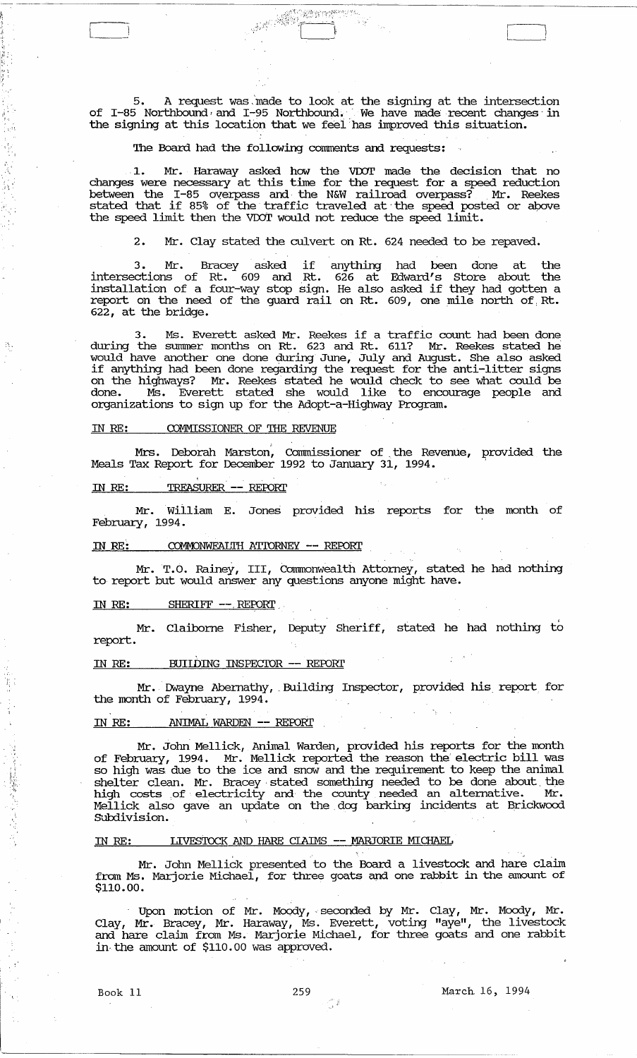5. A request was made to look at the signing at the intersection of I-85 Northbound and I-95 Northbound. We have made recent changes in the signing at this location that we feel has improved this situation.

The Board had the following comments and requests:

1. Mr. Haraway asked how the VDOT made the decision that no changes were necessary at this time for the request for a speed reduction between the I-85 overpass and the N&W railroad overpass? Mr. Reekes stated that if 85% of the traffic traveled at the speed posted or above the speed limit then the VDOT would not reduce the speed limit.

2. Mr. Clay stated the culvert on Rt. 624 needed to be repaved.

3. Mr. Bracey asked if anything had been done at the intersections of Rt. 609 and Rt. 626 at Edward's Store about the installation of a four-way stop sign. He also asked if they had gotten a report on the need of the guard rail on Rt. 609, one mile north of Rt. 622, at the bridge.

3. Ms. Everett asked Mr. Reekes if a traffic count had been done during the summer months on Rt. 623 and Rt. 611? Mr. Reekes stated he would have another one done during June, July and August. She also asked if anything had been done regarding the request for the anti-litter signs on the highways? Mr. Reekes stated he would check to see what could be done. Ms. Everett stated she would like to encourage people and organizations to sign up for the Adopt-a-Highway Program.

IN RE: COMMISSIONER OF THE REVENUE

Mrs. Deborah Marston, Commissioner of the Revenue, provided the Meals Tax Report for December 1992 to January 31, 1994.

IN RE: TREASURER -- REPORT

Mr. William E. Jones provided his reports for the month of February, 1994.

IN RE: COMMONWEALTH ATTORNEY -- REPORT

Mr. T.O. Rainey, III, Commonwealth Attorney, stated he had nothing to report but would answer any questions anyone might have.

IN RE: SHERIFF -- REPORT

Mr. Claiborne Fisher, Deputy Sheriff, stated he had nothing to report.

IN RE: BUILDING INSPECTOR -- REPORT

Mr. Dwayne Abernathy, Building Inspector, provided his report for the month of February, 1994.

IN RE: ANIMAL WARDEN -- REPORT

Mr. John Mellick, Animal Warden, provided his reports for the month of February, 1994. Mr. Mellick reported the reason the electric bill was so high was due to the ice and snow and the requirement to keep the animal shelter clean. Mr. Bracey stated something needed to be done about the high costs of electricity and the county needed an alternative. Mr. Mellick also gave an update on the dog barking incidents at Brickwood Subdivision.

IN RE: LIVESTOCK AND HARE CLAIMS -- MARJORIE MICHAEL

Mr. John Mellick presented to the Board a livestock and hare claim from Ms. Marjorie Michael, for three goats and one rabbit in the amount of $110.00.

Upon motion of Mr. Moody, seconded by Mr. Clay, Mr. Moody, Mr. Clay, Mr. Bracey, Mr. Haraway, Ms. Everett, voting "aye", the livestock and hare claim from Ms. Marjorie Michael, for three goats and one rabbit in the amount of $110.00 was approved.

Book 11 259 March 16, 1994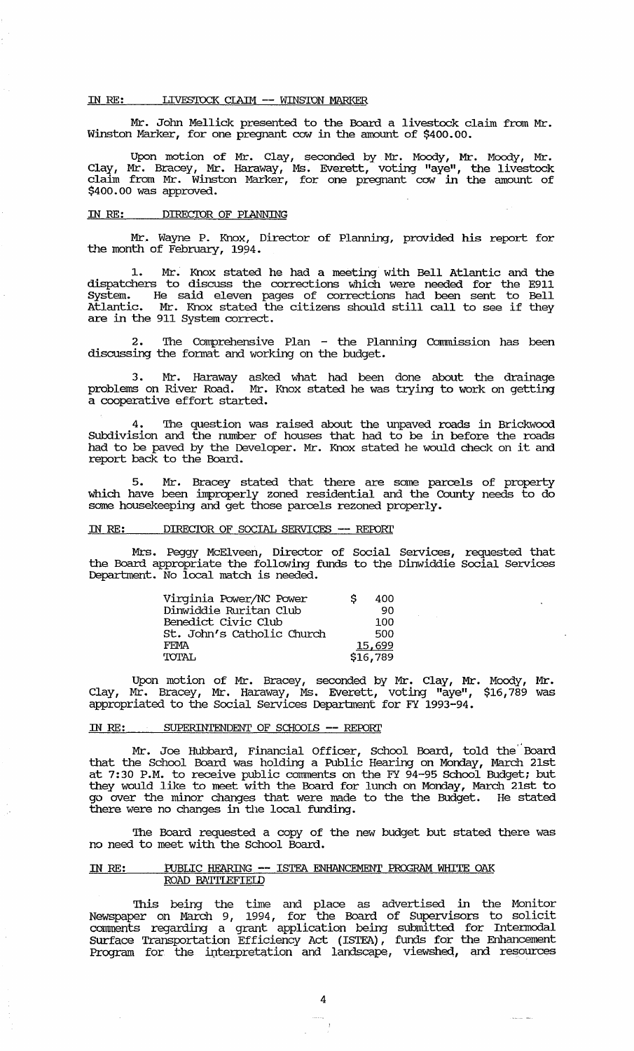IN RE: LIVESTOCK CLAIM -- WINSTON MARKER

Mr. John Mellick presented to the Board a livestock claim from Mr. Winston Marker, for one pregnant cow in the amount of $400.00.

Upon motion of Mr. Clay, seconded by Mr. Moody, Mr. Moody, Mr. Clay, Mr. Bracey, Mr. Haraway, Ms. Everett, voting "aye", the livestock claim from Mr. Winston Marker, for one pregnant cow in the amount of $400.00 was approved.

IN RE: DIRECTOR OF PLANNING

Mr. Wayne P. Knox, Director of Planning, provided his report for the month of February, 1994.

1. Mr. Knox stated he had a meeting with Bell Atlantic and the dispatchers to discuss the corrections which were needed for the E911 System. He said eleven pages of corrections had been sent to Bell Atlantic. Mr. Knox stated the citizens should still call to see if they are in the 911 System correct.

2. The Comprehensive Plan - the Planning Commission has been discussing the format and working on the budget.

3. Mr. Haraway asked what had been done about the drainage problems on River Road. Mr. Knox stated he was trying to work on getting a cooperative effort started.

4. The question was raised about the unpaved roads in Brickwood Subdivision and the number of houses that had to be in before the roads had to be paved by the Developer. Mr. Knox stated he would check on it and report back to the Board.

5. Mr. Bracey stated that there are some parcels of property which have been improperly zoned residential and the County needs to do some housekeeping and get those parcels rezoned properly.

IN RE: DIRECTOR OF SOCIAL SERVICES -- REPORT

Mrs. Peggy McElveen, Director of Social Services, requested that the Board appropriate the following funds to the Dinwiddie Social Services Department. No local match is needed.

| | |
|---|---|
| Virginia Power/NC Power | $ 400 |
| Dinwiddie Ruritan Club | 90 |
| Benedict Civic Club | 100 |
| St. John's Catholic Church | 500 |
| FEMA | 15,699 |
| TOTAL | $16,789 |

Upon motion of Mr. Bracey, seconded by Mr. Clay, Mr. Moody, Mr. Clay, Mr. Bracey, Mr. Haraway, Ms. Everett, voting "aye", $16,789 was appropriated to the Social Services Department for FY 1993-94.

IN RE: SUPERINTENDENT OF SCHOOLS -- REPORT

Mr. Joe Hubbard, Financial Officer, School Board, told the Board that the School Board was holding a Public Hearing on Monday, March 21st at 7:30 P.M. to receive public comments on the FY 94-95 School Budget; but they would like to meet with the Board for lunch on Monday, March 21st to go over the minor changes that were made to the the Budget. He stated there were no changes in the local funding.

The Board requested a copy of the new budget but stated there was no need to meet with the School Board.

IN RE: PUBLIC HEARING -- ISTEA ENHANCEMENT PROGRAM WHITE OAK ROAD BATTLEFIELD

This being the time and place as advertised in the Monitor Newspaper on March 9, 1994, for the Board of Supervisors to solicit comments regarding a grant application being submitted for Intermodal Surface Transportation Efficiency Act (ISTEA), funds for the Enhancement Program for the interpretation and landscape, viewshed, and resources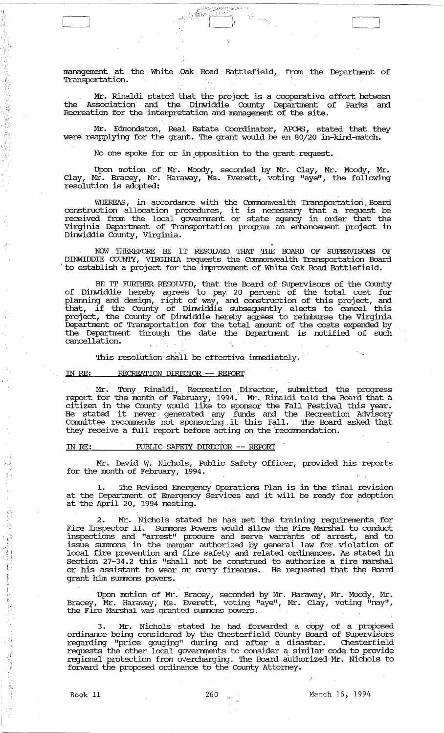management at the White Oak Road Battlefield, from the Department of Transportation.

Mr. Rinaldi stated that the project is a cooperative effort between the Association and the Dinwiddie County Department of Parks and Recreation for the interpretation and management of the site.

Mr. Edmondston, Real Estate Coordinator, APCWS, stated that they were reapplying for the grant. The grant would be an 80/20 in-kind-match.

No one spoke for or in opposition to the grant request.

Upon motion of Mr. Moody, seconded by Mr. Clay, Mr. Moody, Mr. Clay, Mr. Bracey, Mr. Haraway, Ms. Everett, voting "aye", the following resolution is adopted:

WHEREAS, in accordance with the Commonwealth Transportation Board construction allocation procedures, it is necessary that a request be received from the local government or state agency in order that the Virginia Department of Transportation program an enhancement project in Dinwiddie County, Virginia.

NOW THEREFORE BE IT RESOLVED THAT THE BOARD OF SUPERVISORS OF DINWIDDIE COUNTY, VIRGINIA requests the Commonwealth Transportation Board to establish a project for the improvement of White Oak Road Battlefield.

BE IT FURTHER RESOLVED, that the Board of Supervisors of the County of Dinwiddie hereby agrees to pay 20 percent of the total cost for planning and design, right of way, and construction of this project, and that, if the County of Dinwiddie subsequently elects to cancel this project, the County of Dinwiddie hereby agrees to reimburse the Virginia Department of Transportation for the total amount of the costs expended by the Department through the date the Department is notified of such cancellation.

This resolution shall be effective immediately.

IN RE: RECREATION DIRECTOR -- REPORT

Mr. Tony Rinaldi, Recreation Director, submitted the progress report for the month of February, 1994. Mr. Rinaldi told the Board that a citizen in the County would like to sponsor the Fall Festival this year. He stated it never generated any funds and the Recreation Advisory Committee recommends not sponsoring it this Fall. The Board asked that they receive a full report before acting on the recommendation.

IN RE: PUBLIC SAFETY DIRECTOR -- REPORT

Mr. David W. Nichols, Public Safety Officer, provided his reports for the month of February, 1994.

1. The Revised Emergency Operations Plan is in the final revision at the Department of Emergency Services and it will be ready for adoption at the April 20, 1994 meeting.

2. Mr. Nichols stated he has met the training requirements for Fire Inspector II. Summons Powers would allow the Fire Marshal to conduct inspections and "arrest" procure and serve warrants of arrest, and to issue summons in the manner authorized by general law for violation of local fire prevention and fire safety and related ordinances. As stated in Section 27-34.2 this "shall not be construed to authorize a fire marshal or his assistant to wear or carry firearms. He requested that the Board grant him summons powers.

Upon motion of Mr. Bracey, seconded by Mr. Haraway, Mr. Moody, Mr. Bracey, Mr. Haraway, Ms. Everett, voting "aye", Mr. Clay, voting "nay", the Fire Marshal was granted summons powers.

3. Mr. Nichols stated he had forwarded a copy of a proposed ordinance being considered by the Chesterfield County Board of Supervisors regarding "price gouging" during and after a disaster. Chesterfield requests the other local governments to consider a similar code to provide regional protection from overcharging. The Board authorized Mr. Nichols to forward the proposed ordinance to the County Attorney.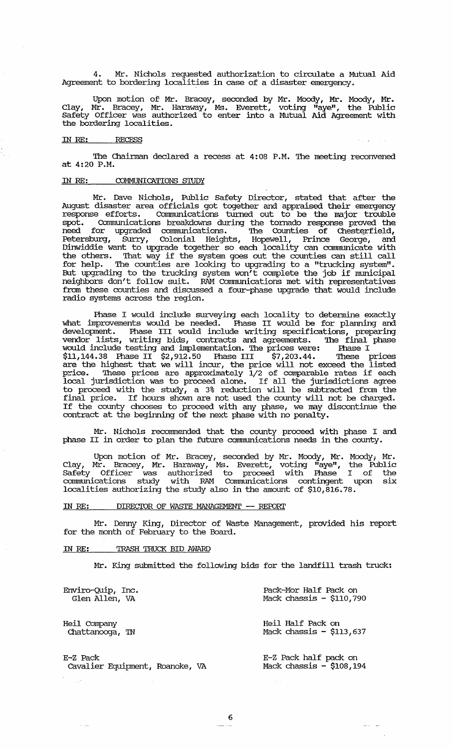4. Mr. Nichols requested authorization to circulate a Mutual Aid Agreement to bordering localities in case of a disaster emergency.

Upon motion of Mr. Bracey, seconded by Mr. Moody, Mr. Moody, Mr. Clay, Mr. Bracey, Mr. Haraway, Ms. Everett, voting "aye", the Public Safety Officer was authorized to enter into a Mutual Aid Agreement with the bordering localities.

IN RE: RECESS

The Chairman declared a recess at 4:08 P.M. The meeting reconvened at 4:20 P.M.

IN RE: COMMUNICATIONS STUDY

Mr. Dave Nichols, Public Safety Director, stated that after the August disaster area officials got together and appraised their emergency response efforts. Communications turned out to be the major trouble spot. Communications breakdowns during the tornado response proved the need for upgraded communications. The Counties of Chesterfield, Petersburg, Surry, Colonial Heights, Hopewell, Prince George, and Dinwiddie want to upgrade together so each locality can communicate with the others. That way if the system goes out the counties can still call for help. The counties are looking to upgrading to a "trucking system". But upgrading to the trucking system won't complete the job if municipal neighbors don't follow suit. RAM Communications met with representatives from these counties and discussed a four-phase upgrade that would include radio systems across the region.

Phase I would include surveying each locality to determine exactly what improvements would be needed. Phase II would be for planning and development. Phase III would include writing specifications, preparing vendor lists, writing bids, contracts and agreements. The final phase would include testing and implementation. The prices were: Phase I $11,144.38 Phase II $2,912.50 Phase III $7,203.44. These prices are the highest that we will incur, the price will not exceed the listed price. These prices are approximately 1/2 of comparable rates if each local jurisdiction was to proceed alone. If all the jurisdictions agree to proceed with the study, a 3% reduction will be subtracted from the final price. If hours shown are not used the county will not be charged. If the county chooses to proceed with any phase, we may discontinue the contract at the beginning of the next phase with no penalty.

Mr. Nichols recommended that the county proceed with phase I and phase II in order to plan the future communications needs in the county.

Upon motion of Mr. Bracey, seconded by Mr. Moody, Mr. Moody, Mr. Clay, Mr. Bracey, Mr. Haraway, Ms. Everett, voting "aye", the Public Safety Officer was authorized to proceed with Phase I of the communications study with RAM Communications contingent upon six localities authorizing the study also in the amount of $10,816.78.

IN RE: DIRECTOR OF WASTE MANAGEMENT -- REPORT

Mr. Denny King, Director of Waste Management, provided his report for the month of February to the Board.

IN RE: TRASH TRUCK BID AWARD

Mr. King submitted the following bids for the landfill trash truck:

| | |
|---|---|
| Enviro-Quip, Inc.<br>Glen Allen, VA | Pack-Mor Half Pack on<br>Mack chassis - $110,790 |
| Heil Company<br>Chattanooga, TN | Heil Half Pack on<br>Mack chassis - $113,637 |
| E-Z Pack<br>Cavalier Equipment, Roanoke, VA | E-Z Pack half pack on<br>Mack chassis - $108,194 |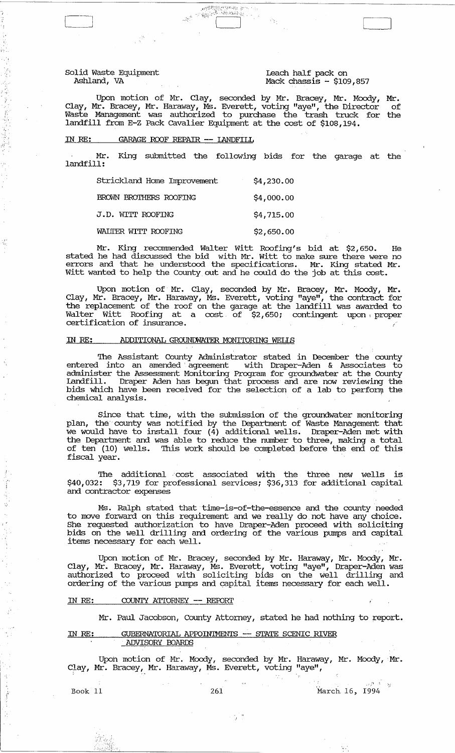| Solid Waste Equipment Ashland, VA | Leach half pack on Mack chassis - $109,857 |
|---|---|

Upon motion of Mr. Clay, seconded by Mr. Bracey, Mr. Moody, Mr. Clay, Mr. Bracey, Mr. Haraway, Ms. Everett, voting "aye", the Director of Waste Management was authorized to purchase the trash truck for the landfill from E-Z Pack Cavalier Equipment at the cost of $108,194.

IN RE: GARAGE ROOF REPAIR -- LANDFILL

Mr. King submitted the following bids for the garage at the landfill:

| | |
|---|---|
| Strickland Home Improvement | $4,230.00 |
| BROWN BROTHERS ROOFING | $4,000.00 |
| J.D. WITT ROOFING | $4,715.00 |
| WALTER WITT ROOFING | $2,650.00 |

Mr. King recommended Walter Witt Roofing's bid at $2,650. He stated he had discussed the bid with Mr. Witt to make sure there were no errors and that he understood the specifications. Mr. King stated Mr. Witt wanted to help the County out and he could do the job at this cost.

Upon motion of Mr. Clay, seconded by Mr. Bracey, Mr. Moody, Mr. Clay, Mr. Bracey, Mr. Haraway, Ms. Everett, voting "aye", the contract for the replacement of the roof on the garage at the landfill was awarded to Walter Witt Roofing at a cost of $2,650; contingent upon proper certification of insurance.

IN RE: ADDITIONAL GROUNDWATER MONITORING WELLS

The Assistant County Administrator stated in December the county entered into an amended agreement with Draper-Aden & Associates to administer the Assessment Monitoring Program for groundwater at the County Landfill. Draper Aden has begun that process and are now reviewing the bids which have been received for the selection of a lab to perform the chemical analysis.

Since that time, with the submission of the groundwater monitoring plan, the county was notified by the Department of Waste Management that we would have to install four (4) additional wells. Draper-Aden met with the Department and was able to reduce the number to three, making a total of ten (10) wells. This work should be completed before the end of this fiscal year.

The additional cost associated with the three new wells is $40,032: $3,719 for professional services; $36,313 for additional capital and contractor expenses

Ms. Ralph stated that time-is-of-the-essence and the county needed to move forward on this requirement and we really do not have any choice. She requested authorization to have Draper-Aden proceed with soliciting bids on the well drilling and ordering of the various pumps and capital items necessary for each well.

Upon motion of Mr. Bracey, seconded by Mr. Haraway, Mr. Moody, Mr. Clay, Mr. Bracey, Mr. Haraway, Ms. Everett, voting "aye", Draper-Aden was authorized to proceed with soliciting bids on the well drilling and ordering of the various pumps and capital items necessary for each well.

IN RE: COUNTY ATTORNEY -- REPORT

Mr. Paul Jacobson, County Attorney, stated he had nothing to report.

IN RE: GUBERNATORIAL APPOINTMENTS -- STATE SCENIC RIVER ADVISORY BOARDS

Upon motion of Mr. Moody, seconded by Mr. Haraway, Mr. Moody, Mr. Clay, Mr. Bracey, Mr. Haraway, Ms. Everett, voting "aye",

Book 11 261 March 16, 1994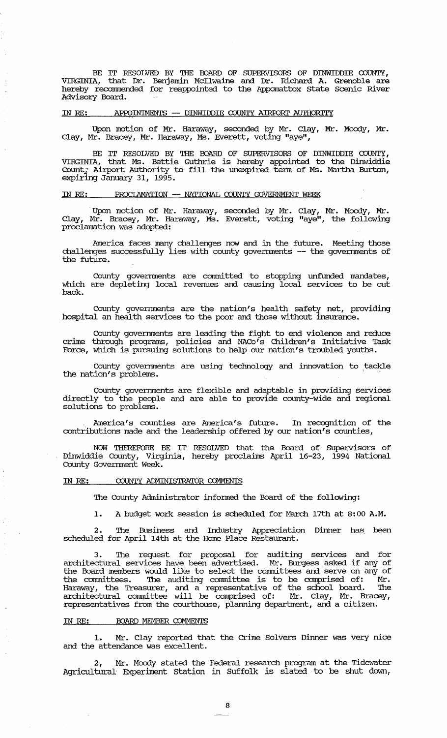BE IT RESOLVED BY THE BOARD OF SUPERVISORS OF DINWIDDIE COUNTY, VIRGINIA, that Dr. Benjamin McIlwaine and Dr. Richard A. Grenoble are hereby recommended for reappointed to the Appomattox State Scenic River Advisory Board.

IN RE: APPOINTMENTS -- DINWIDDIE COUNTY AIRPORT AUTHORITY

Upon motion of Mr. Clay, Mr. Moody, Mr. Clay, Mr. Bracey, Mr. Haraway, Ms. Everett, voting "aye",

BE IT RESOLVED BY THE BOARD OF SUPERVISORS OF DINWIDDIE COUNTY, VIRGINIA, that Ms. Bettie Guthrie is hereby appointed to the Dinwiddie County Airport Authority to fill the unexpired term of Ms. Martha Burton, expiring January 31, 1995.

IN RE: PROCLAMATION -- NATIONAL COUNTY GOVERNMENT WEEK

Upon motion of Mr. Haraway, seconded by Mr. Clay, Mr. Moody, Mr. Clay, Mr. Bracey, Mr. Haraway, Ms. Everett, voting "aye", the following proclamation was adopted:

America faces many challenges now and in the future. Meeting those challenges successfully lies with county governments -- the governments of the future.

County governments are committed to stopping unfunded mandates, which are depleting local revenues and causing local services to be cut back.

County governments are the nation's health safety net, providing hospital an health services to the poor and those without insurance.

County governments are leading the fight to end violence and reduce crime through programs, policies and NACo's Children's Initiative Task Force, which is pursuing solutions to help our nation's troubled youths.

County governments are using technology and innovation to tackle the nation's problems.

County governments are flexible and adaptable in providing services directly to the people and are able to provide county-wide and regional solutions to problems.

America's counties are America's future. In recognition of the contributions made and the leadership offered by our nation's counties,

NOW THEREFORE BE IT RESOLVED that the Board of Supervisors of Dinwiddie County, Virginia, hereby proclaims April 16-23, 1994 National County Government Week.

IN RE: COUNTY ADMINISTRATOR COMMENTS

The County Administrator informed the Board of the following:

1. A budget work session is scheduled for March 17th at 8:00 A.M.

2. The Business and Industry Appreciation Dinner has been scheduled for April 14th at the Home Place Restaurant.

3. The request for proposal for auditing services and for architectural services have been advertised. Mr. Burgess asked if any of the Board members would like to select the committees and serve on any of the committees. The auditing committee is to be comprised of: Mr. Haraway, the Treasurer, and a representative of the school board. The architectural committee will be comprised of: Mr. Clay, Mr. Bracey, representatives from the courthouse, planning department, and a citizen.

IN RE: BOARD MEMBER COMMENTS

1. Mr. Clay reported that the Crime Solvers Dinner was very nice and the attendance was excellent.

2, Mr. Moody stated the Federal research program at the Tidewater Agricultural Experiment Station in Suffolk is slated to be shut down,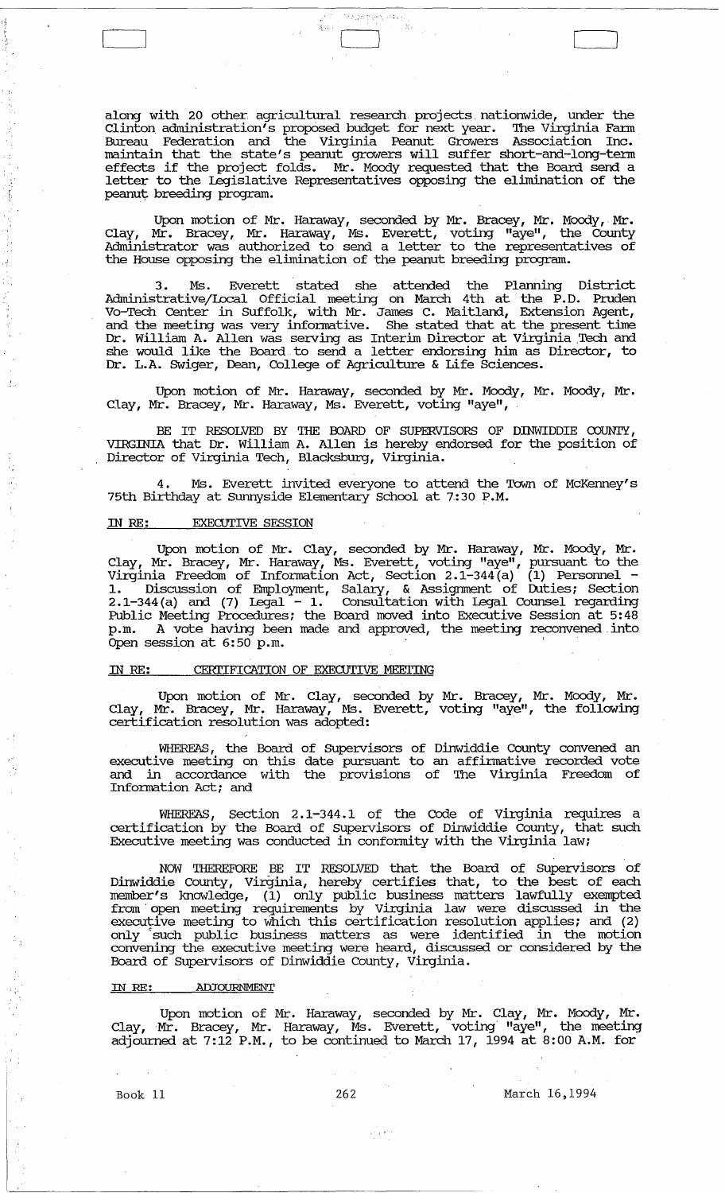along with 20 other agricultural research projects nationwide, under the Clinton administration's proposed budget for next year. The Virginia Farm Bureau Federation and the Virginia Peanut Growers Association Inc. maintain that the state's peanut growers will suffer short-and-long-term effects if the project folds. Mr. Moody requested that the Board send a letter to the Legislative Representatives opposing the elimination of the peanut breeding program.

Upon motion of Mr. Haraway, seconded by Mr. Bracey, Mr. Moody, Mr. Clay, Mr. Bracey, Mr. Haraway, Ms. Everett, voting "aye", the County Administrator was authorized to send a letter to the representatives of the House opposing the elimination of the peanut breeding program.

3. Ms. Everett stated she attended the Planning District Administrative/Local Official meeting on March 4th at the P.D. Pruden Vo-Tech Center in Suffolk, with Mr. James C. Maitland, Extension Agent, and the meeting was very informative. She stated that at the present time Dr. William A. Allen was serving as Interim Director at Virginia Tech and she would like the Board to send a letter endorsing him as Director, to Dr. L.A. Swiger, Dean, College of Agriculture & Life Sciences.

Upon motion of Mr. Haraway, seconded by Mr. Moody, Mr. Moody, Mr. Clay, Mr. Bracey, Mr. Haraway, Ms. Everett, voting "aye",

BE IT RESOLVED BY THE BOARD OF SUPERVISORS OF DINWIDDIE COUNTY, VIRGINIA that Dr. William A. Allen is hereby endorsed for the position of Director of Virginia Tech, Blacksburg, Virginia.

4. Ms. Everett invited everyone to attend the Town of McKenney's 75th Birthday at Sunnyside Elementary School at 7:30 P.M.

IN RE: EXECUTIVE SESSION

Upon motion of Mr. Clay, seconded by Mr. Haraway, Mr. Moody, Mr. Clay, Mr. Bracey, Mr. Haraway, Ms. Everett, voting "aye", pursuant to the Virginia Freedom of Information Act, Section 2.1-344(a) (1) Personnel - 1. Discussion of Employment, Salary, & Assignment of Duties; Section 2.1-344(a) and (7) Legal - 1. Consultation with Legal Counsel regarding Public Meeting Procedures; the Board moved into Executive Session at 5:48 p.m. A vote having been made and approved, the meeting reconvened into Open session at 6:50 p.m.

IN RE: CERTIFICATION OF EXECUTIVE MEETING

Upon motion of Mr. Clay, seconded by Mr. Bracey, Mr. Moody, Mr. Clay, Mr. Bracey, Mr. Haraway, Ms. Everett, voting "aye", the following certification resolution was adopted:

WHEREAS, the Board of Supervisors of Dinwiddie County convened an executive meeting on this date pursuant to an affirmative recorded vote and in accordance with the provisions of The Virginia Freedom of Information Act; and

WHEREAS, Section 2.1-344.1 of the Code of Virginia requires a certification by the Board of Supervisors of Dinwiddie County, that such Executive meeting was conducted in conformity with the Virginia law;

NOW THEREFORE BE IT RESOLVED that the Board of Supervisors of Dinwiddie County, Virginia, hereby certifies that, to the best of each member's knowledge, (1) only public business matters lawfully exempted from open meeting requirements by Virginia law were discussed in the executive meeting to which this certification resolution applies; and (2) only such public business matters as were identified in the motion convening the executive meeting were heard, discussed or considered by the Board of Supervisors of Dinwiddie County, Virginia.

IN RE: ADJOURNMENT

Upon motion of Mr. Haraway, seconded by Mr. Clay, Mr. Moody, Mr. Clay, Mr. Bracey, Mr. Haraway, Ms. Everett, voting "aye", the meeting adjourned at 7:12 P.M., to be continued to March 17, 1994 at 8:00 A.M. for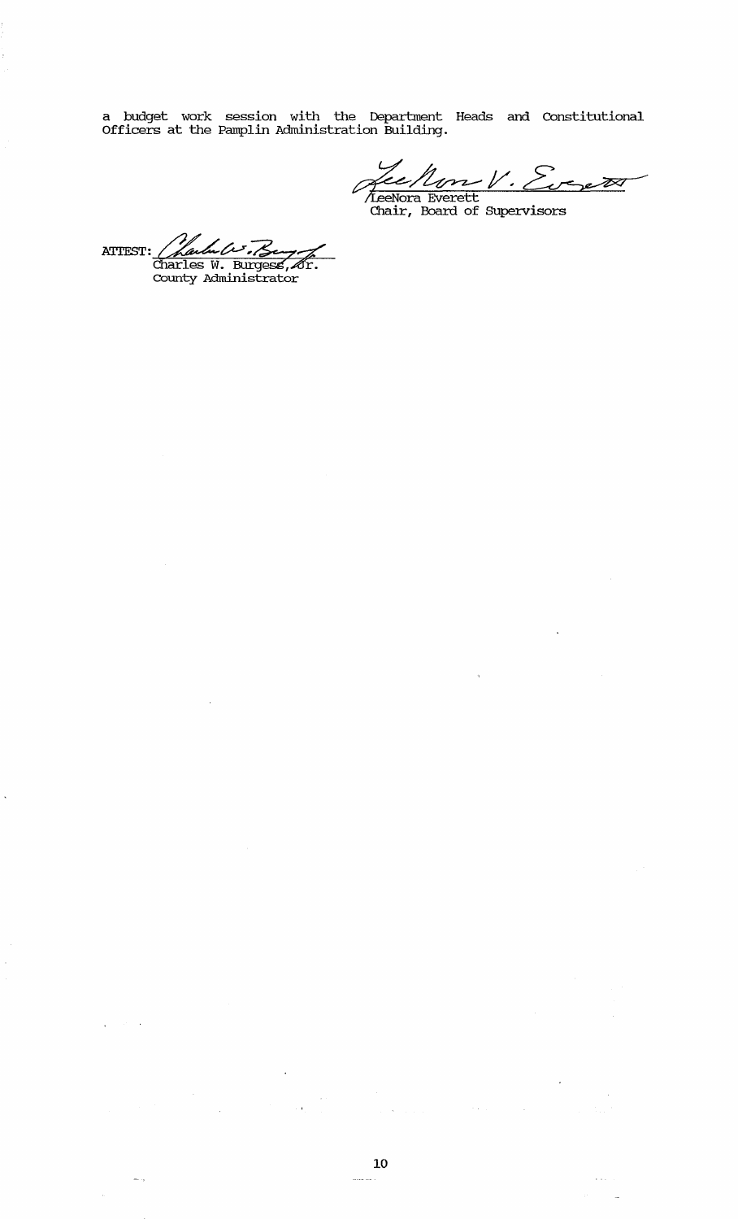a budget work session with the Department Heads and Constitutional Officers at the Pamplin Administration Building.

LeeNora Everett
Chair, Board of Supervisors

ATTEST:
Charles W. Burgess, Jr.
County Administrator